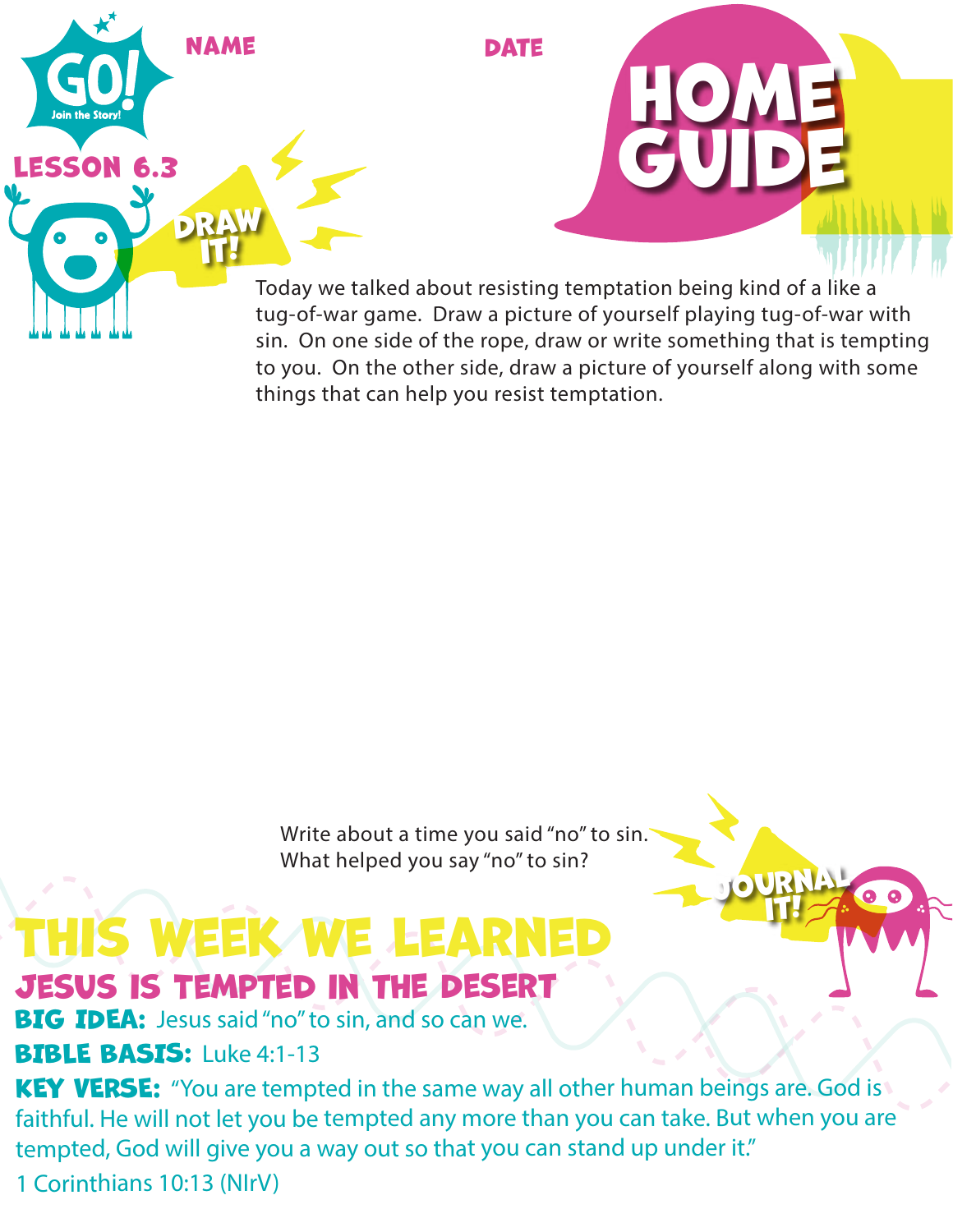GO! Join the Story!

NAME DATE

# HOME GUIDE

## LESSON 6.3

### DRAW IT!

Today we talked about resisting temptation being kind of a like a tug-of-war game. Draw a picture of yourself playing tug-of-war with sin. On one side of the rope, draw or write something that is tempting to you. On the other side, draw a picture of yourself along with some things that can help you resist temptation.

### JOURNAL IT!

Write about a time you said "no" to sin. What helped you say "no" to sin?

## THIS WEEK WE LEARNED

### JESUS IS TEMPTED IN THE DESERT

**BIG IDEA:** Jesus said "no" to sin, and so can we.

**BIBLE BASIS:** Luke 4:1-13

**KEY VERSE:** "You are tempted in the same way all other human beings are. God is faithful. He will not let you be tempted any more than you can take. But when you are tempted, God will give you a way out so that you can stand up under it."

1 Corinthians 10:13 (NIrV)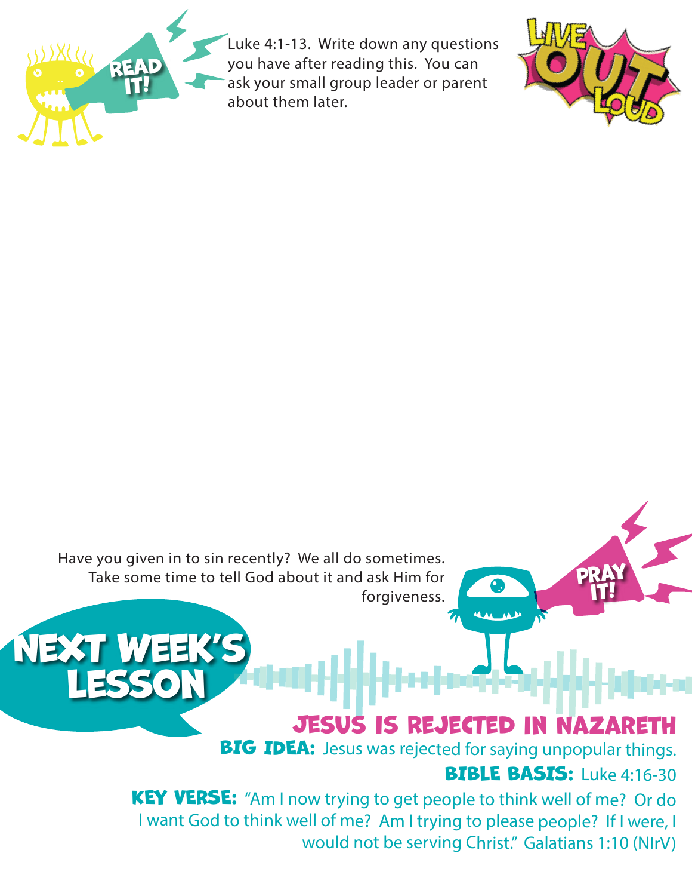**READ IT!**

Luke 4:1-13. Write down any questions you have after reading this. You can ask your small group leader or parent about them later.

LIVE OUT LOUD

Have you given in to sin recently? We all do sometimes. Take some time to tell God about it and ask Him for forgiveness.

**PRAY IT!**

## NEXT WEEK'S LESSON

## JESUS IS REJECTED IN NAZARETH

**BIG IDEA:** Jesus was rejected for saying unpopular things.

**BIBLE BASIS:** Luke 4:16-30

**KEY VERSE:** "Am I now trying to get people to think well of me? Or do I want God to think well of me? Am I trying to please people? If I were, I would not be serving Christ." Galatians 1:10 (NIrV)